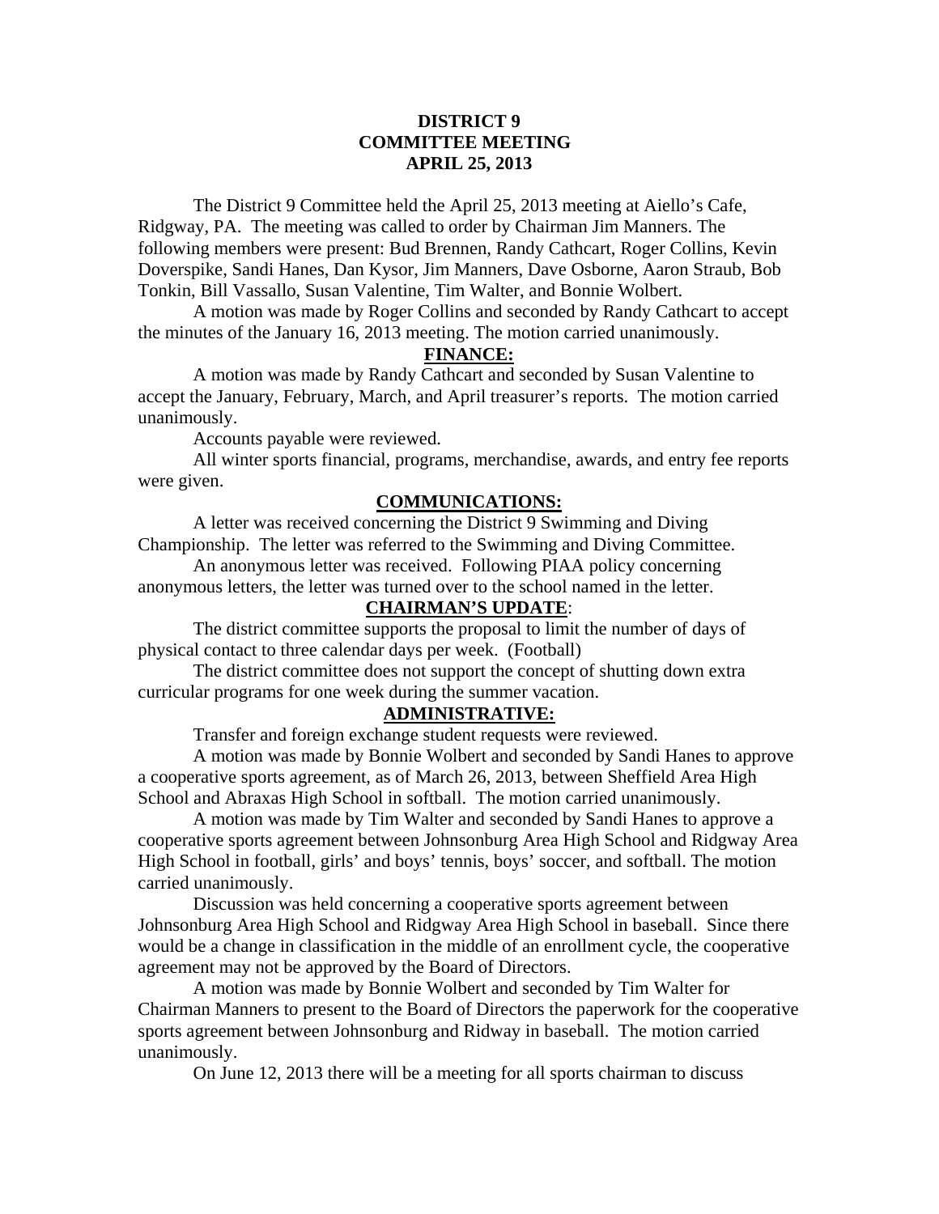# DISTRICT 9
# COMMITTEE MEETING
# APRIL 25, 2013

The District 9 Committee held the April 25, 2013 meeting at Aiello's Cafe, Ridgway, PA. The meeting was called to order by Chairman Jim Manners. The following members were present: Bud Brennen, Randy Cathcart, Roger Collins, Kevin Doverspike, Sandi Hanes, Dan Kysor, Jim Manners, Dave Osborne, Aaron Straub, Bob Tonkin, Bill Vassallo, Susan Valentine, Tim Walter, and Bonnie Wolbert.

A motion was made by Roger Collins and seconded by Randy Cathcart to accept the minutes of the January 16, 2013 meeting. The motion carried unanimously.

## FINANCE:

A motion was made by Randy Cathcart and seconded by Susan Valentine to accept the January, February, March, and April treasurer's reports. The motion carried unanimously.

Accounts payable were reviewed.

All winter sports financial, programs, merchandise, awards, and entry fee reports were given.

## COMMUNICATIONS:

A letter was received concerning the District 9 Swimming and Diving Championship. The letter was referred to the Swimming and Diving Committee.

An anonymous letter was received. Following PIAA policy concerning anonymous letters, the letter was turned over to the school named in the letter.

## CHAIRMAN'S UPDATE:

The district committee supports the proposal to limit the number of days of physical contact to three calendar days per week. (Football)

The district committee does not support the concept of shutting down extra curricular programs for one week during the summer vacation.

## ADMINISTRATIVE:

Transfer and foreign exchange student requests were reviewed.

A motion was made by Bonnie Wolbert and seconded by Sandi Hanes to approve a cooperative sports agreement, as of March 26, 2013, between Sheffield Area High School and Abraxas High School in softball. The motion carried unanimously.

A motion was made by Tim Walter and seconded by Sandi Hanes to approve a cooperative sports agreement between Johnsonburg Area High School and Ridgway Area High School in football, girls' and boys' tennis, boys' soccer, and softball. The motion carried unanimously.

Discussion was held concerning a cooperative sports agreement between Johnsonburg Area High School and Ridgway Area High School in baseball. Since there would be a change in classification in the middle of an enrollment cycle, the cooperative agreement may not be approved by the Board of Directors.

A motion was made by Bonnie Wolbert and seconded by Tim Walter for Chairman Manners to present to the Board of Directors the paperwork for the cooperative sports agreement between Johnsonburg and Ridway in baseball. The motion carried unanimously.

On June 12, 2013 there will be a meeting for all sports chairman to discuss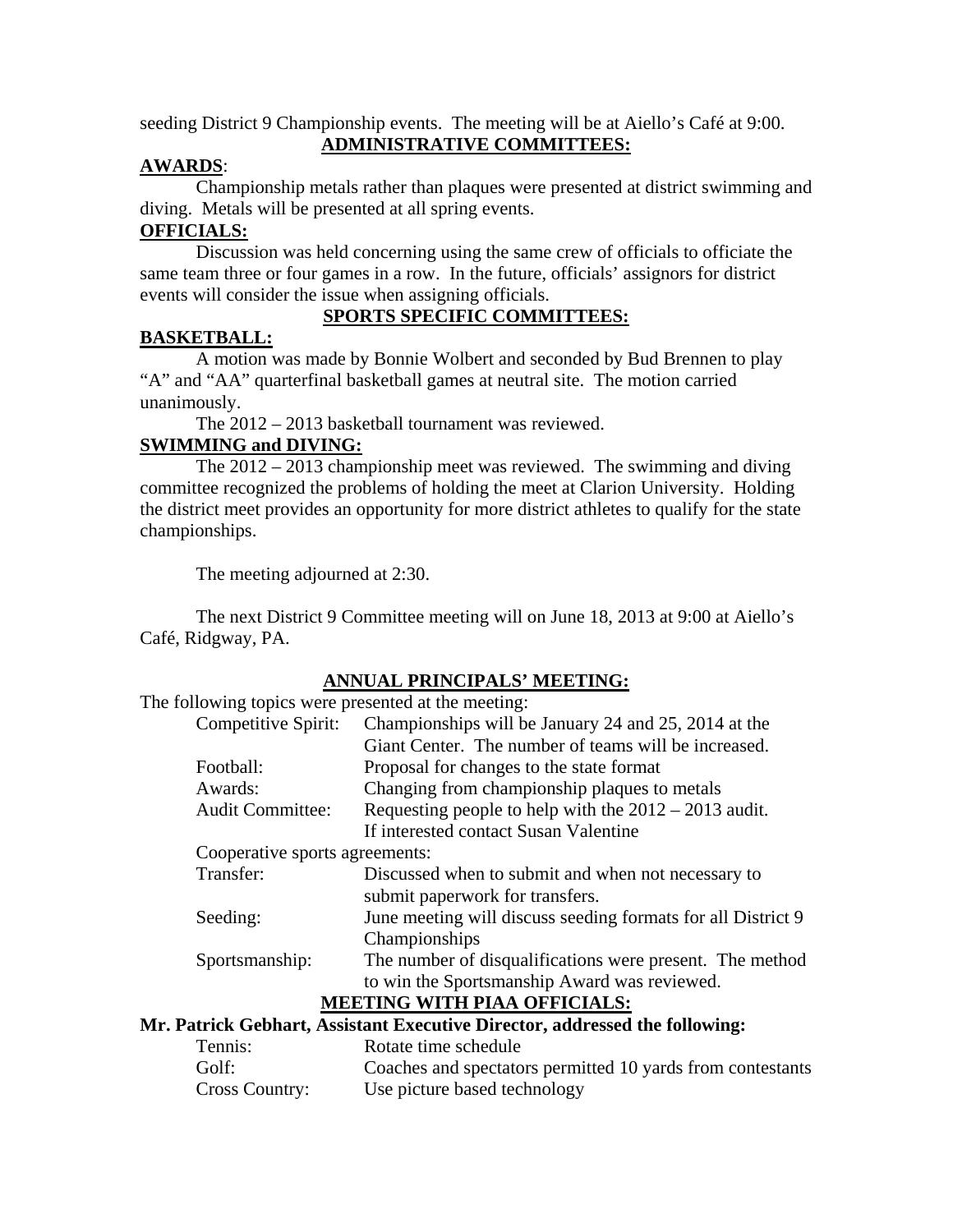seeding District 9 Championship events. The meeting will be at Aiello's Café at 9:00.

## ADMINISTRATIVE COMMITTEES:

**AWARDS**:

Championship metals rather than plaques were presented at district swimming and diving. Metals will be presented at all spring events.

**OFFICIALS:**

Discussion was held concerning using the same crew of officials to officiate the same team three or four games in a row. In the future, officials' assignors for district events will consider the issue when assigning officials.

## SPORTS SPECIFIC COMMITTEES:

**BASKETBALL:**

A motion was made by Bonnie Wolbert and seconded by Bud Brennen to play "A" and "AA" quarterfinal basketball games at neutral site. The motion carried unanimously.

The 2012 – 2013 basketball tournament was reviewed.

**SWIMMING and DIVING:**

The 2012 – 2013 championship meet was reviewed. The swimming and diving committee recognized the problems of holding the meet at Clarion University. Holding the district meet provides an opportunity for more district athletes to qualify for the state championships.

The meeting adjourned at 2:30.

The next District 9 Committee meeting will on June 18, 2013 at 9:00 at Aiello's Café, Ridgway, PA.

## ANNUAL PRINCIPALS' MEETING:

The following topics were presented at the meeting:

| Topic | Description |
|---|---|
| Competitive Spirit: | Championships will be January 24 and 25, 2014 at the Giant Center. The number of teams will be increased. |
| Football: | Proposal for changes to the state format |
| Awards: | Changing from championship plaques to metals |
| Audit Committee: | Requesting people to help with the 2012 – 2013 audit. If interested contact Susan Valentine |
| Cooperative sports agreements: | |
| Transfer: | Discussed when to submit and when not necessary to submit paperwork for transfers. |
| Seeding: | June meeting will discuss seeding formats for all District 9 Championships |
| Sportsmanship: | The number of disqualifications were present. The method to win the Sportsmanship Award was reviewed. |

## MEETING WITH PIAA OFFICIALS:

**Mr. Patrick Gebhart, Assistant Executive Director, addressed the following:**

| Topic | Description |
|---|---|
| Tennis: | Rotate time schedule |
| Golf: | Coaches and spectators permitted 10 yards from contestants |
| Cross Country: | Use picture based technology |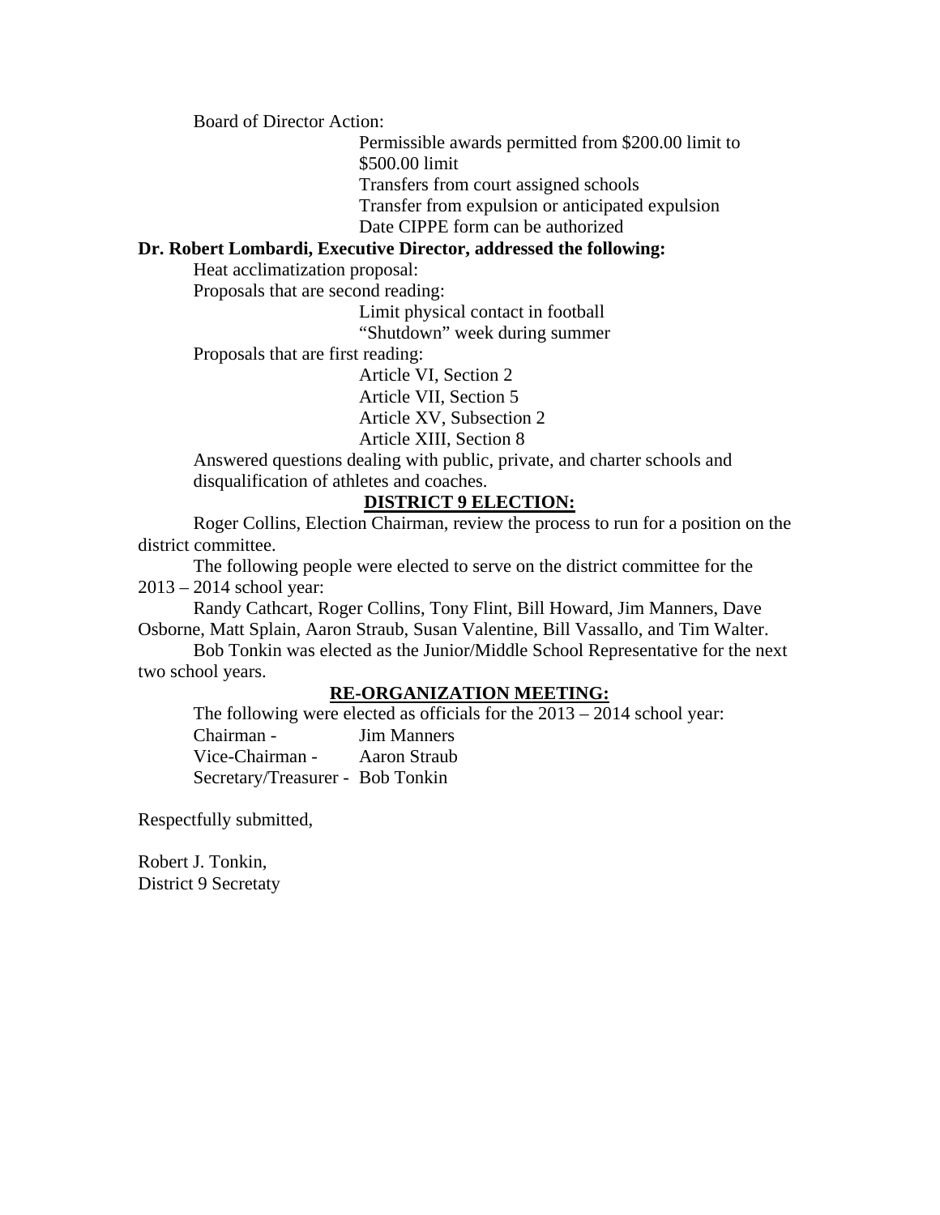Board of Director Action:

- Permissible awards permitted from $200.00 limit to $500.00 limit
- Transfers from court assigned schools
- Transfer from expulsion or anticipated expulsion
- Date CIPPE form can be authorized

**Dr. Robert Lombardi, Executive Director, addressed the following:**

Heat acclimatization proposal:

Proposals that are second reading:

- Limit physical contact in football
- "Shutdown" week during summer

Proposals that are first reading:

- Article VI, Section 2
- Article VII, Section 5
- Article XV, Subsection 2
- Article XIII, Section 8

Answered questions dealing with public, private, and charter schools and disqualification of athletes and coaches.

**DISTRICT 9 ELECTION:**

Roger Collins, Election Chairman, review the process to run for a position on the district committee.

The following people were elected to serve on the district committee for the 2013 – 2014 school year:

Randy Cathcart, Roger Collins, Tony Flint, Bill Howard, Jim Manners, Dave Osborne, Matt Splain, Aaron Straub, Susan Valentine, Bill Vassallo, and Tim Walter.

Bob Tonkin was elected as the Junior/Middle School Representative for the next two school years.

**RE-ORGANIZATION MEETING:**

The following were elected as officials for the 2013 – 2014 school year:

Chairman - Jim Manners
Vice-Chairman - Aaron Straub
Secretary/Treasurer - Bob Tonkin

Respectfully submitted,

Robert J. Tonkin,
District 9 Secretaty